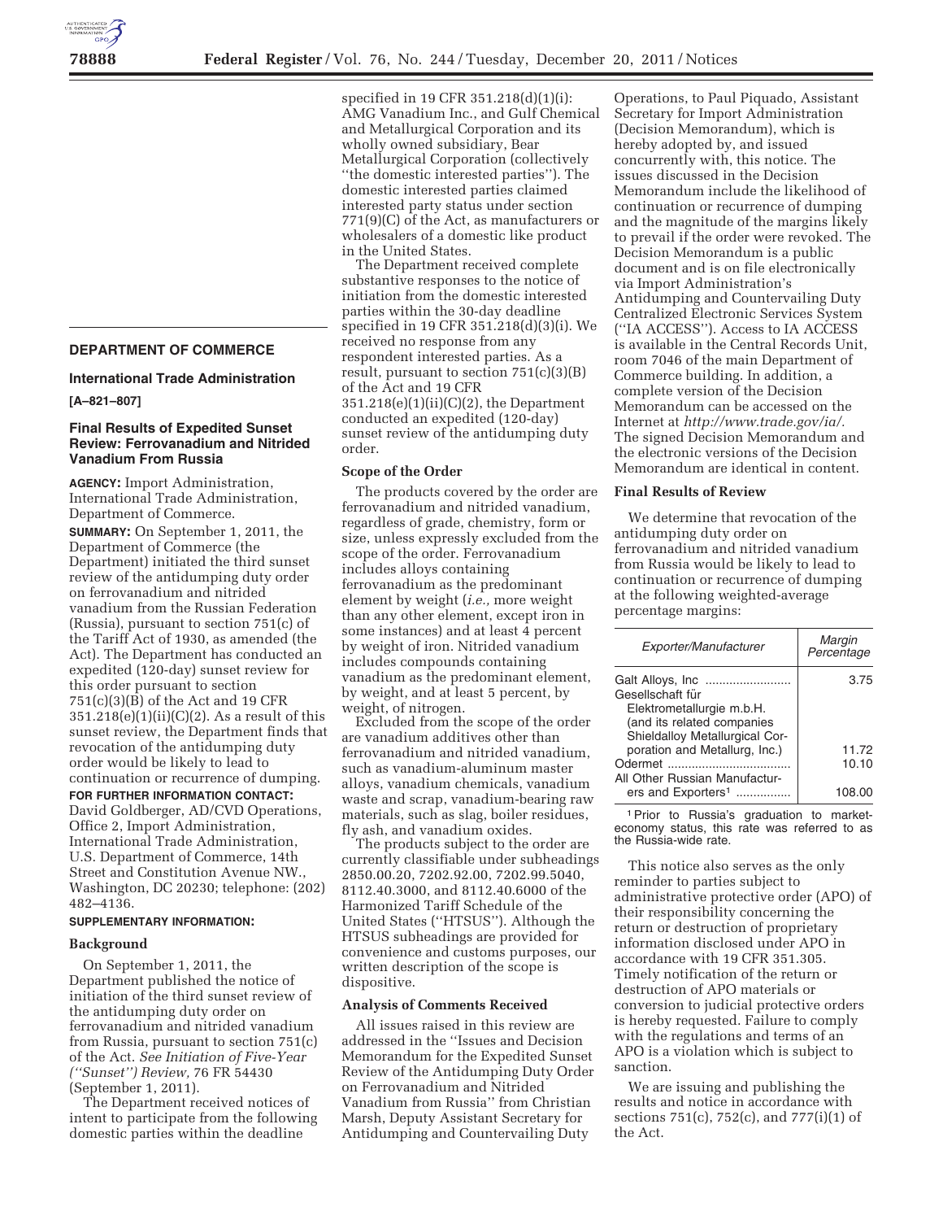## DEPARTMENT OF COMMERCE

### International Trade Administration

**[A–821–807]**

### Final Results of Expedited Sunset Review: Ferrovanadium and Nitrided Vanadium From Russia

**AGENCY:** Import Administration, International Trade Administration, Department of Commerce.

**SUMMARY:** On September 1, 2011, the Department of Commerce (the Department) initiated the third sunset review of the antidumping duty order on ferrovanadium and nitrided vanadium from the Russian Federation (Russia), pursuant to section 751(c) of the Tariff Act of 1930, as amended (the Act). The Department has conducted an expedited (120-day) sunset review for this order pursuant to section 751(c)(3)(B) of the Act and 19 CFR 351.218(e)(1)(ii)(C)(2). As a result of this sunset review, the Department finds that revocation of the antidumping duty order would be likely to lead to continuation or recurrence of dumping.

**FOR FURTHER INFORMATION CONTACT:** David Goldberger, AD/CVD Operations, Office 2, Import Administration, International Trade Administration, U.S. Department of Commerce, 14th Street and Constitution Avenue NW., Washington, DC 20230; telephone: (202) 482–4136.

**SUPPLEMENTARY INFORMATION:**

**Background**

On September 1, 2011, the Department published the notice of initiation of the third sunset review of the antidumping duty order on ferrovanadium and nitrided vanadium from Russia, pursuant to section 751(c) of the Act. *See Initiation of Five-Year ("Sunset") Review,* 76 FR 54430 (September 1, 2011).

The Department received notices of intent to participate from the following domestic parties within the deadline specified in 19 CFR 351.218(d)(1)(i): AMG Vanadium Inc., and Gulf Chemical and Metallurgical Corporation and its wholly owned subsidiary, Bear Metallurgical Corporation (collectively "the domestic interested parties"). The domestic interested parties claimed interested party status under section 771(9)(C) of the Act, as manufacturers or wholesalers of a domestic like product in the United States.

The Department received complete substantive responses to the notice of initiation from the domestic interested parties within the 30-day deadline specified in 19 CFR 351.218(d)(3)(i). We received no response from any respondent interested parties. As a result, pursuant to section 751(c)(3)(B) of the Act and 19 CFR 351.218(e)(1)(ii)(C)(2), the Department conducted an expedited (120-day) sunset review of the antidumping duty order.

**Scope of the Order**

The products covered by the order are ferrovanadium and nitrided vanadium, regardless of grade, chemistry, form or size, unless expressly excluded from the scope of the order. Ferrovanadium includes alloys containing ferrovanadium as the predominant element by weight (*i.e.,* more weight than any other element, except iron in some instances) and at least 4 percent by weight of iron. Nitrided vanadium includes compounds containing vanadium as the predominant element, by weight, and at least 5 percent, by weight, of nitrogen.

Excluded from the scope of the order are vanadium additives other than ferrovanadium and nitrided vanadium, such as vanadium-aluminum master alloys, vanadium chemicals, vanadium waste and scrap, vanadium-bearing raw materials, such as slag, boiler residues, fly ash, and vanadium oxides.

The products subject to the order are currently classifiable under subheadings 2850.00.20, 7202.92.00, 7202.99.5040, 8112.40.3000, and 8112.40.6000 of the Harmonized Tariff Schedule of the United States ("HTSUS"). Although the HTSUS subheadings are provided for convenience and customs purposes, our written description of the scope is dispositive.

**Analysis of Comments Received**

All issues raised in this review are addressed in the "Issues and Decision Memorandum for the Expedited Sunset Review of the Antidumping Duty Order on Ferrovanadium and Nitrided Vanadium from Russia" from Christian Marsh, Deputy Assistant Secretary for Antidumping and Countervailing Duty Operations, to Paul Piquado, Assistant Secretary for Import Administration (Decision Memorandum), which is hereby adopted by, and issued concurrently with, this notice. The issues discussed in the Decision Memorandum include the likelihood of continuation or recurrence of dumping and the magnitude of the margins likely to prevail if the order were revoked. The Decision Memorandum is a public document and is on file electronically via Import Administration's Antidumping and Countervailing Duty Centralized Electronic Services System ("IA ACCESS"). Access to IA ACCESS is available in the Central Records Unit, room 7046 of the main Department of Commerce building. In addition, a complete version of the Decision Memorandum can be accessed on the Internet at *http://www.trade.gov/ia/.* The signed Decision Memorandum and the electronic versions of the Decision Memorandum are identical in content.

**Final Results of Review**

We determine that revocation of the antidumping duty order on ferrovanadium and nitrided vanadium from Russia would be likely to lead to continuation or recurrence of dumping at the following weighted-average percentage margins:

| *Exporter/Manufacturer* | *Margin Percentage* |
|---|---|
| Galt Alloys, Inc | 3.75 |
| Gesellschaft für Elektrometallurgie m.b.H. (and its related companies Shieldalloy Metallurgical Corporation and Metallurg, Inc.) | 11.72 |
| Odermet | 10.10 |
| All Other Russian Manufacturers and Exporters[1] | 108.00 |

[1] Prior to Russia's graduation to market-economy status, this rate was referred to as the Russia-wide rate.

This notice also serves as the only reminder to parties subject to administrative protective order (APO) of their responsibility concerning the return or destruction of proprietary information disclosed under APO in accordance with 19 CFR 351.305. Timely notification of the return or destruction of APO materials or conversion to judicial protective orders is hereby requested. Failure to comply with the regulations and terms of an APO is a violation which is subject to sanction.

We are issuing and publishing the results and notice in accordance with sections 751(c), 752(c), and 777(i)(1) of the Act.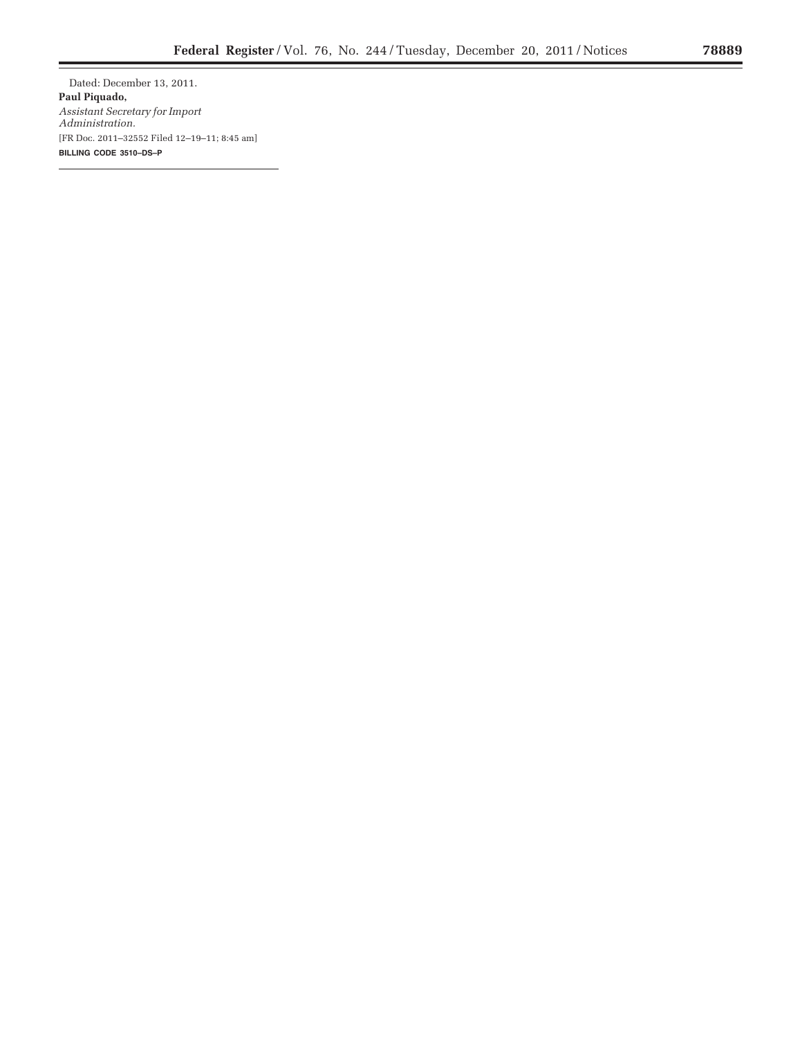Dated: December 13, 2011.

**Paul Piquado,**

*Assistant Secretary for Import Administration.*

[FR Doc. 2011–32552 Filed 12–19–11; 8:45 am]

**BILLING CODE 3510–DS–P**